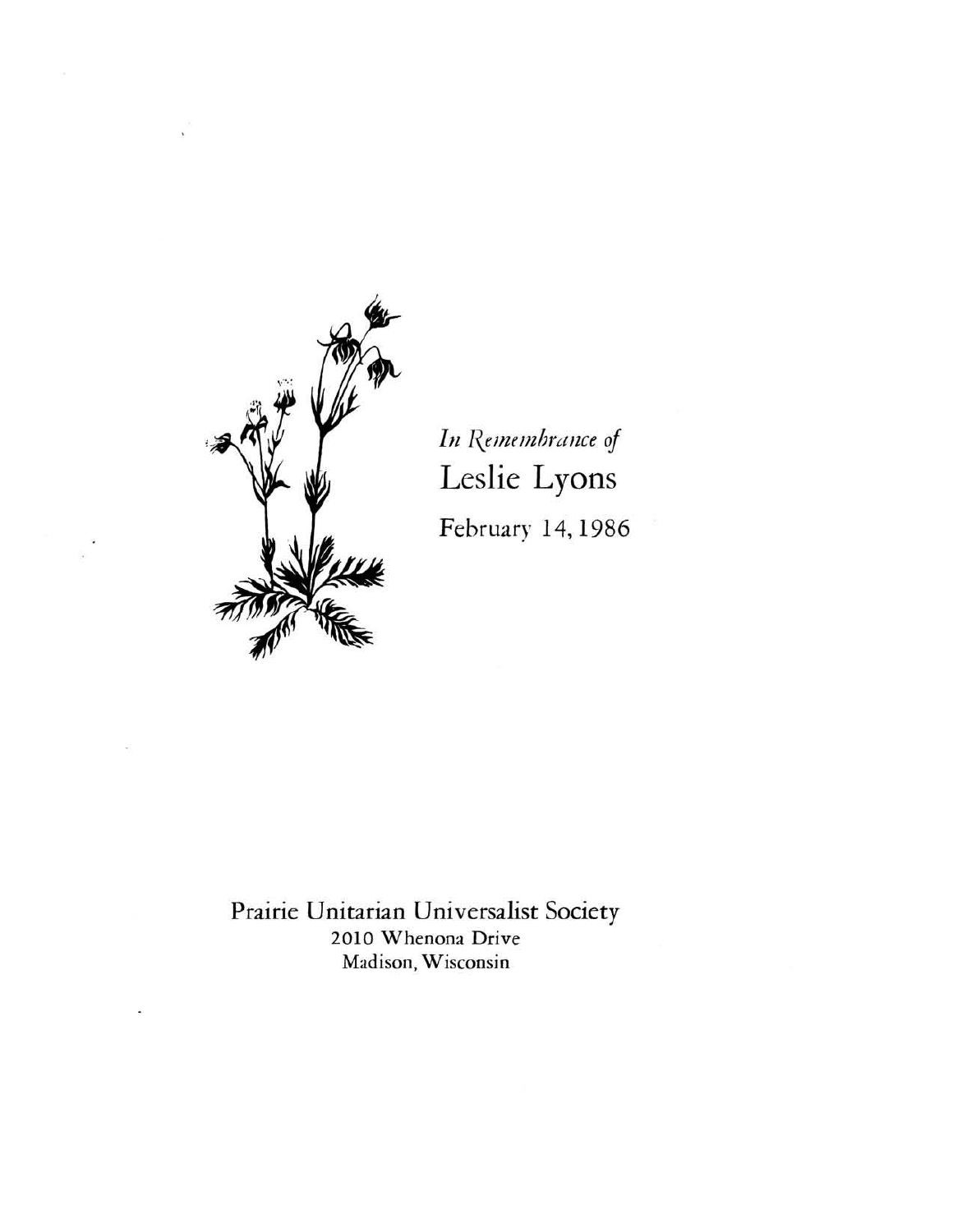*In Remembrance of*

# Leslie Lyons

February 14, 1986

Prairie Unitarian Universalist Society
2010 Whenona Drive
Madison, Wisconsin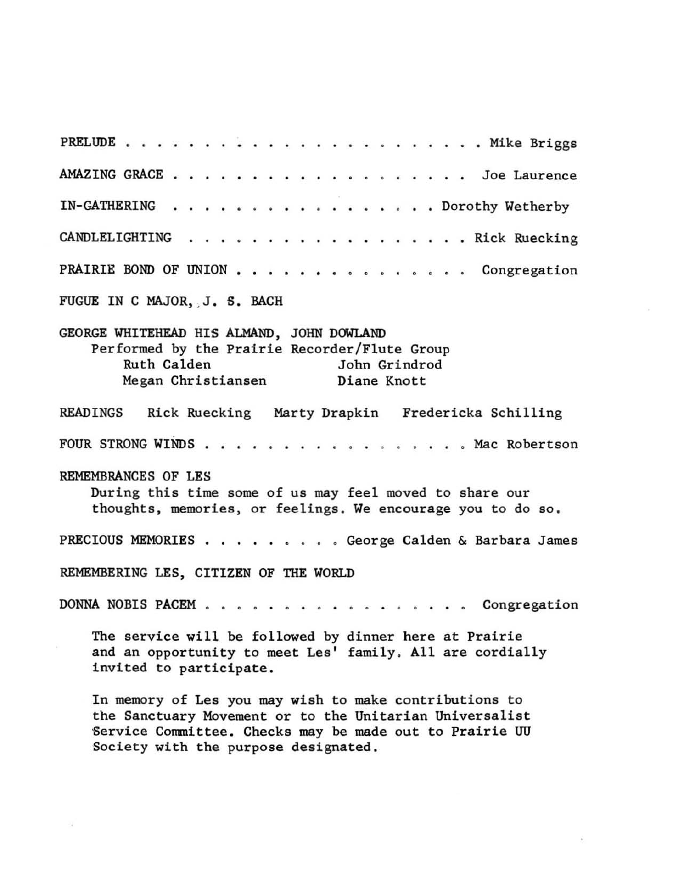PRELUDE . . . . . . . . . . . . . . . . . . . . . . . . Mike Briggs

AMAZING GRACE . . . . . . . . . . . . . . . . . . . Joe Laurence

IN-GATHERING . . . . . . . . . . . . . . . . . . Dorothy Wetherby

CANDLELIGHTING . . . . . . . . . . . . . . . . . . . Rick Ruecking

PRAIRIE BOND OF UNION . . . . . . . . . . . . . . . Congregation

FUGUE IN C MAJOR, J. S. BACH

GEORGE WHITEHEAD HIS ALMAND, JOHN DOWLAND
Performed by the Prairie Recorder/Flute Group
Ruth Calden — John Grindrod
Megan Christiansen — Diane Knott

READINGS Rick Ruecking Marty Drapkin Fredericka Schilling

FOUR STRONG WINDS . . . . . . . . . . . . . . . . . Mac Robertson

REMEMBRANCES OF LES
During this time some of us may feel moved to share our thoughts, memories, or feelings. We encourage you to do so.

PRECIOUS MEMORIES . . . . . . . . . George Calden & Barbara James

REMEMBERING LES, CITIZEN OF THE WORLD

DONNA NOBIS PACEM . . . . . . . . . . . . . . . . . Congregation

The service will be followed by dinner here at Prairie and an opportunity to meet Les' family. All are cordially invited to participate.

In memory of Les you may wish to make contributions to the Sanctuary Movement or to the Unitarian Universalist Service Committee. Checks may be made out to Prairie UU Society with the purpose designated.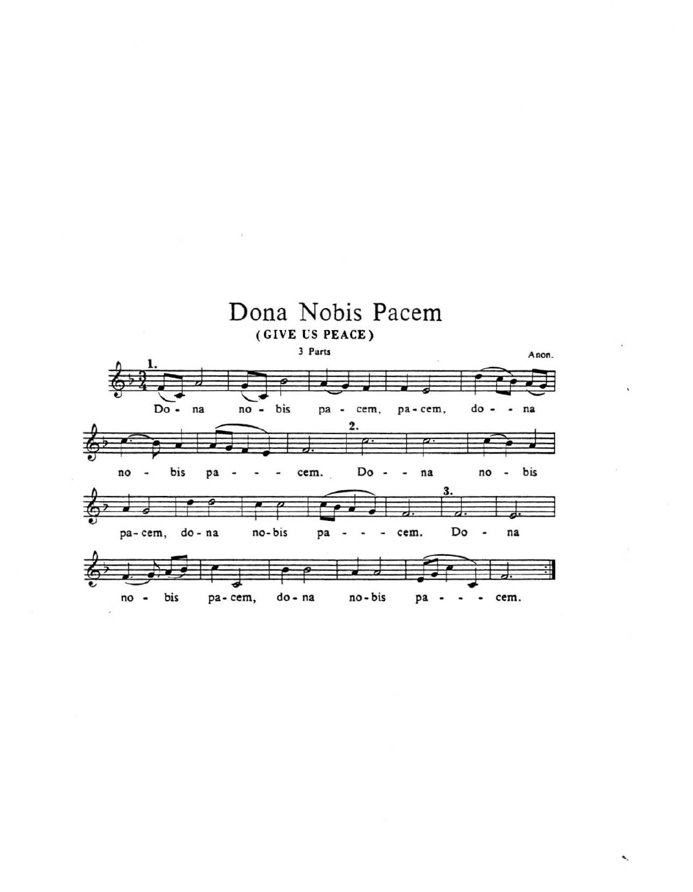# Dona Nobis Pacem

## (GIVE US PEACE)

3 Parts

Anon.

1\. Do - na no - bis pa - cem, pa - cem, do - - na no - bis pa - - - - cem.

2\. Do - - na no - bis pa - cem, do - na no - bis pa - - - - cem.

3\. Do - na no - bis pa - cem, do - na no - bis pa - - - - cem.